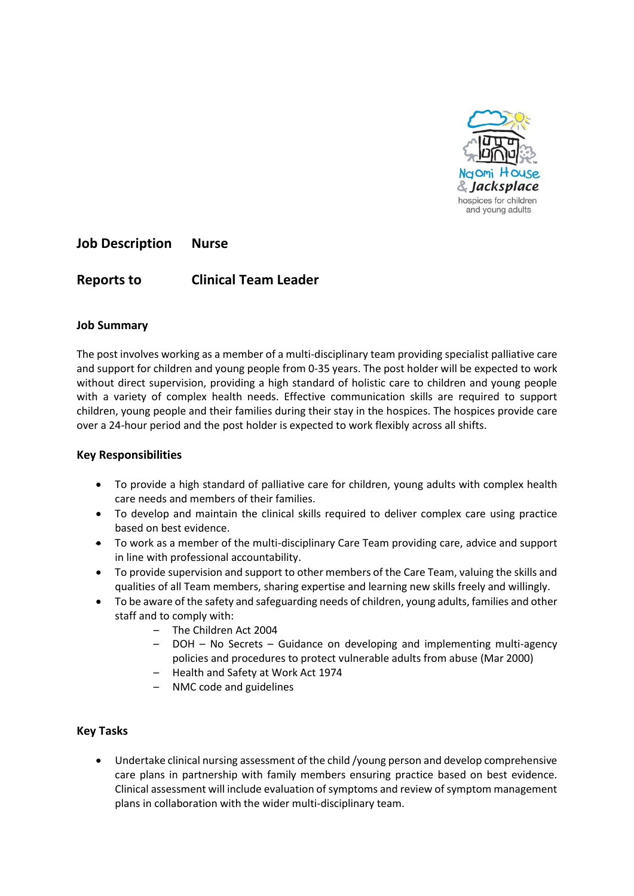**Job Description** **Nurse**

**Reports to** **Clinical Team Leader**

### Job Summary

The post involves working as a member of a multi-disciplinary team providing specialist palliative care and support for children and young people from 0-35 years. The post holder will be expected to work without direct supervision, providing a high standard of holistic care to children and young people with a variety of complex health needs. Effective communication skills are required to support children, young people and their families during their stay in the hospices. The hospices provide care over a 24-hour period and the post holder is expected to work flexibly across all shifts.

### Key Responsibilities

- To provide a high standard of palliative care for children, young adults with complex health care needs and members of their families.
- To develop and maintain the clinical skills required to deliver complex care using practice based on best evidence.
- To work as a member of the multi-disciplinary Care Team providing care, advice and support in line with professional accountability.
- To provide supervision and support to other members of the Care Team, valuing the skills and qualities of all Team members, sharing expertise and learning new skills freely and willingly.
- To be aware of the safety and safeguarding needs of children, young adults, families and other staff and to comply with:
  - The Children Act 2004
  - DOH – No Secrets – Guidance on developing and implementing multi-agency policies and procedures to protect vulnerable adults from abuse (Mar 2000)
  - Health and Safety at Work Act 1974
  - NMC code and guidelines

### Key Tasks

- Undertake clinical nursing assessment of the child /young person and develop comprehensive care plans in partnership with family members ensuring practice based on best evidence. Clinical assessment will include evaluation of symptoms and review of symptom management plans in collaboration with the wider multi-disciplinary team.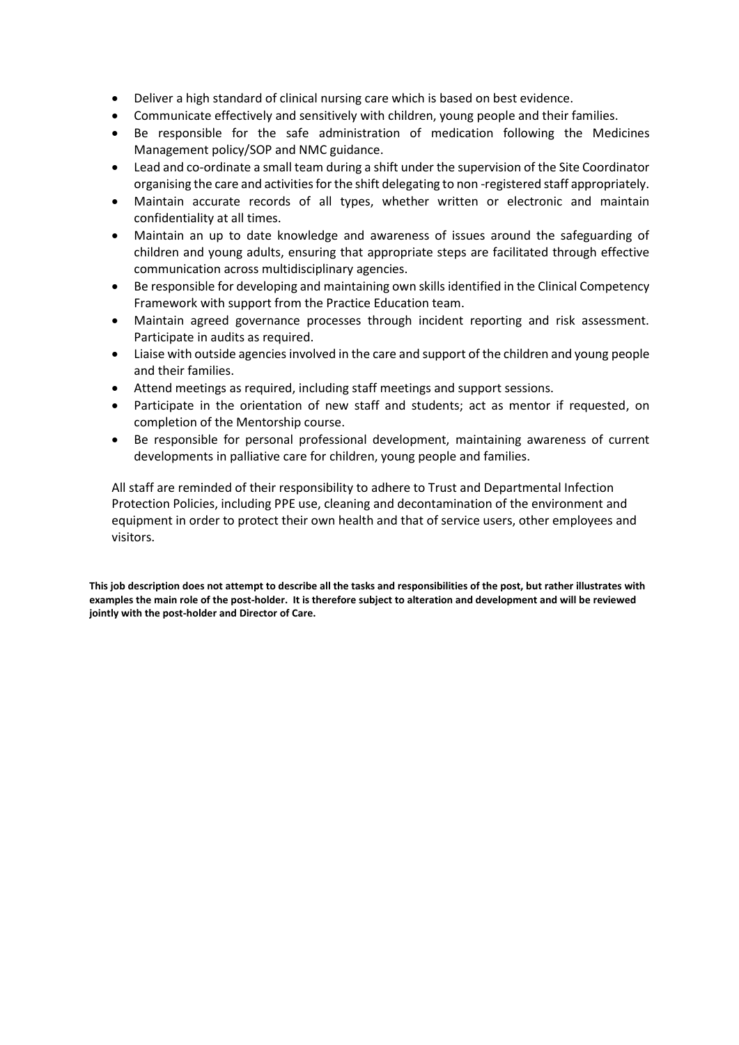- Deliver a high standard of clinical nursing care which is based on best evidence.
- Communicate effectively and sensitively with children, young people and their families.
- Be responsible for the safe administration of medication following the Medicines Management policy/SOP and NMC guidance.
- Lead and co-ordinate a small team during a shift under the supervision of the Site Coordinator organising the care and activities for the shift delegating to non -registered staff appropriately.
- Maintain accurate records of all types, whether written or electronic and maintain confidentiality at all times.
- Maintain an up to date knowledge and awareness of issues around the safeguarding of children and young adults, ensuring that appropriate steps are facilitated through effective communication across multidisciplinary agencies.
- Be responsible for developing and maintaining own skills identified in the Clinical Competency Framework with support from the Practice Education team.
- Maintain agreed governance processes through incident reporting and risk assessment. Participate in audits as required.
- Liaise with outside agencies involved in the care and support of the children and young people and their families.
- Attend meetings as required, including staff meetings and support sessions.
- Participate in the orientation of new staff and students; act as mentor if requested, on completion of the Mentorship course.
- Be responsible for personal professional development, maintaining awareness of current developments in palliative care for children, young people and families.

All staff are reminded of their responsibility to adhere to Trust and Departmental Infection Protection Policies, including PPE use, cleaning and decontamination of the environment and equipment in order to protect their own health and that of service users, other employees and visitors.

**This job description does not attempt to describe all the tasks and responsibilities of the post, but rather illustrates with examples the main role of the post-holder. It is therefore subject to alteration and development and will be reviewed jointly with the post-holder and Director of Care.**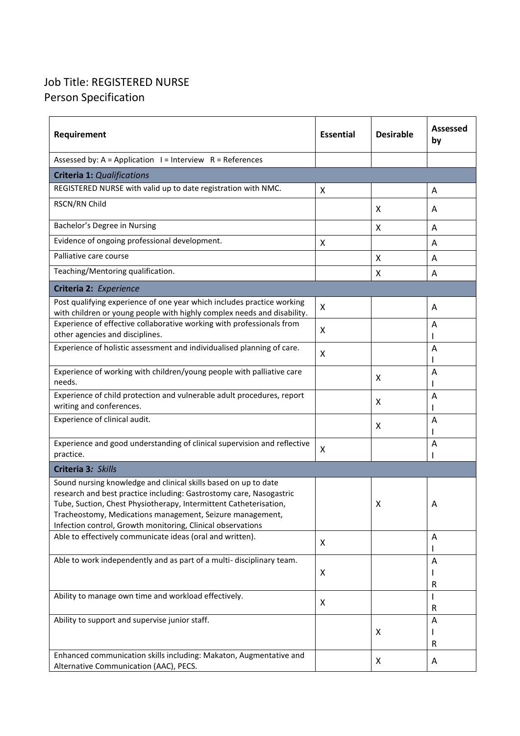# Job Title: REGISTERED NURSE
## Person Specification

| Requirement | Essential | Desirable | Assessed by |
|---|---|---|---|
| Assessed by: A = Application I = Interview R = References | | | |
| **Criteria 1:** *Qualifications* | | | |
| REGISTERED NURSE with valid up to date registration with NMC. | X | | A |
| RSCN/RN Child | | X | A |
| Bachelor's Degree in Nursing | | X | A |
| Evidence of ongoing professional development. | X | | A |
| Palliative care course | | X | A |
| Teaching/Mentoring qualification. | | X | A |
| **Criteria 2:** *Experience* | | | |
| Post qualifying experience of one year which includes practice working with children or young people with highly complex needs and disability. | X | | A |
| Experience of effective collaborative working with professionals from other agencies and disciplines. | X | | A I |
| Experience of holistic assessment and individualised planning of care. | X | | A I |
| Experience of working with children/young people with palliative care needs. | | X | A I |
| Experience of child protection and vulnerable adult procedures, report writing and conferences. | | X | A I |
| Experience of clinical audit. | | X | A I |
| Experience and good understanding of clinical supervision and reflective practice. | X | | A I |
| **Criteria 3***: Skills* | | | |
| Sound nursing knowledge and clinical skills based on up to date research and best practice including: Gastrostomy care, Nasogastric Tube, Suction, Chest Physiotherapy, Intermittent Catheterisation, Tracheostomy, Medications management, Seizure management, Infection control, Growth monitoring, Clinical observations | | X | A |
| Able to effectively communicate ideas (oral and written). | X | | A I |
| Able to work independently and as part of a multi- disciplinary team. | X | | A I R |
| Ability to manage own time and workload effectively. | X | | I R |
| Ability to support and supervise junior staff. | | X | A I R |
| Enhanced communication skills including: Makaton, Augmentative and Alternative Communication (AAC), PECS. | | X | A |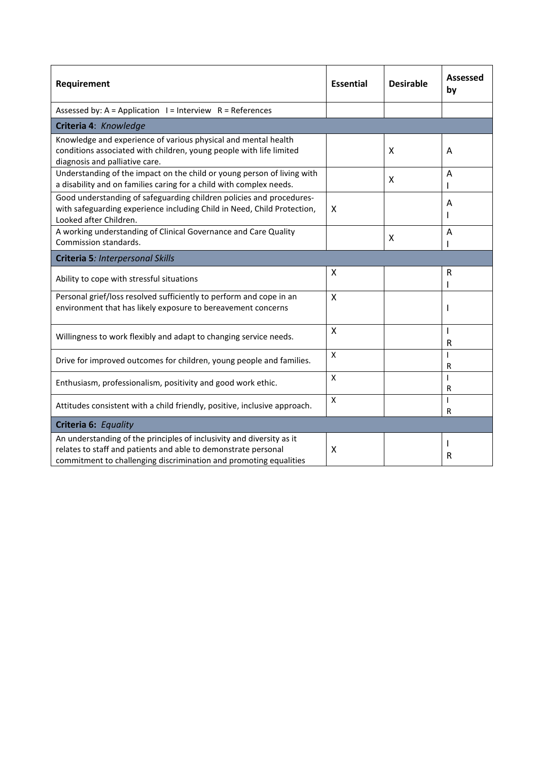| Requirement | Essential | Desirable | Assessed by |
|---|---|---|---|
| Assessed by: A = Application I = Interview R = References | | | |
| **Criteria 4**: *Knowledge* | | | |
| Knowledge and experience of various physical and mental health conditions associated with children, young people with life limited diagnosis and palliative care. | | X | A |
| Understanding of the impact on the child or young person of living with a disability and on families caring for a child with complex needs. | | X | A I |
| Good understanding of safeguarding children policies and procedures- with safeguarding experience including Child in Need, Child Protection, Looked after Children. | X | | A I |
| A working understanding of Clinical Governance and Care Quality Commission standards. | | X | A I |
| **Criteria 5**: *Interpersonal Skills* | | | |
| Ability to cope with stressful situations | X | | R I |
| Personal grief/loss resolved sufficiently to perform and cope in an environment that has likely exposure to bereavement concerns | X | | I |
| Willingness to work flexibly and adapt to changing service needs. | X | | I R |
| Drive for improved outcomes for children, young people and families. | X | | I R |
| Enthusiasm, professionalism, positivity and good work ethic. | X | | I R |
| Attitudes consistent with a child friendly, positive, inclusive approach. | X | | I R |
| **Criteria 6:** *Equality* | | | |
| An understanding of the principles of inclusivity and diversity as it relates to staff and patients and able to demonstrate personal commitment to challenging discrimination and promoting equalities | X | | I R |